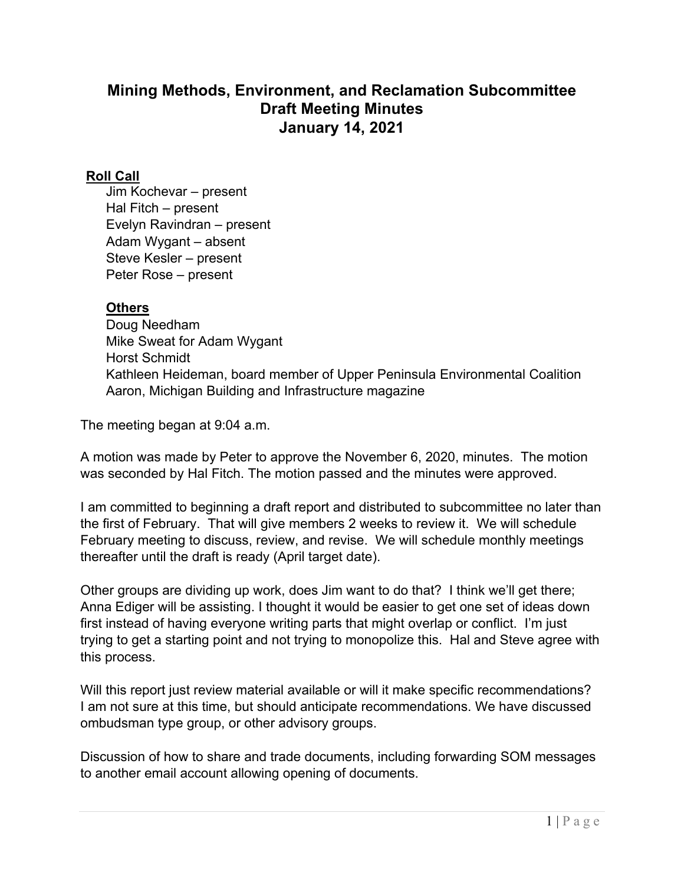# Mining Methods, Environment, and Reclamation Subcommittee
# Draft Meeting Minutes
# January 14, 2021

**Roll Call**

Jim Kochevar – present
Hal Fitch – present
Evelyn Ravindran – present
Adam Wygant – absent
Steve Kesler – present
Peter Rose – present

**Others**

Doug Needham
Mike Sweat for Adam Wygant
Horst Schmidt
Kathleen Heideman, board member of Upper Peninsula Environmental Coalition
Aaron, Michigan Building and Infrastructure magazine

The meeting began at 9:04 a.m.

A motion was made by Peter to approve the November 6, 2020, minutes. The motion was seconded by Hal Fitch. The motion passed and the minutes were approved.

I am committed to beginning a draft report and distributed to subcommittee no later than the first of February. That will give members 2 weeks to review it. We will schedule February meeting to discuss, review, and revise. We will schedule monthly meetings thereafter until the draft is ready (April target date).

Other groups are dividing up work, does Jim want to do that? I think we'll get there; Anna Ediger will be assisting. I thought it would be easier to get one set of ideas down first instead of having everyone writing parts that might overlap or conflict. I'm just trying to get a starting point and not trying to monopolize this. Hal and Steve agree with this process.

Will this report just review material available or will it make specific recommendations? I am not sure at this time, but should anticipate recommendations. We have discussed ombudsman type group, or other advisory groups.

Discussion of how to share and trade documents, including forwarding SOM messages to another email account allowing opening of documents.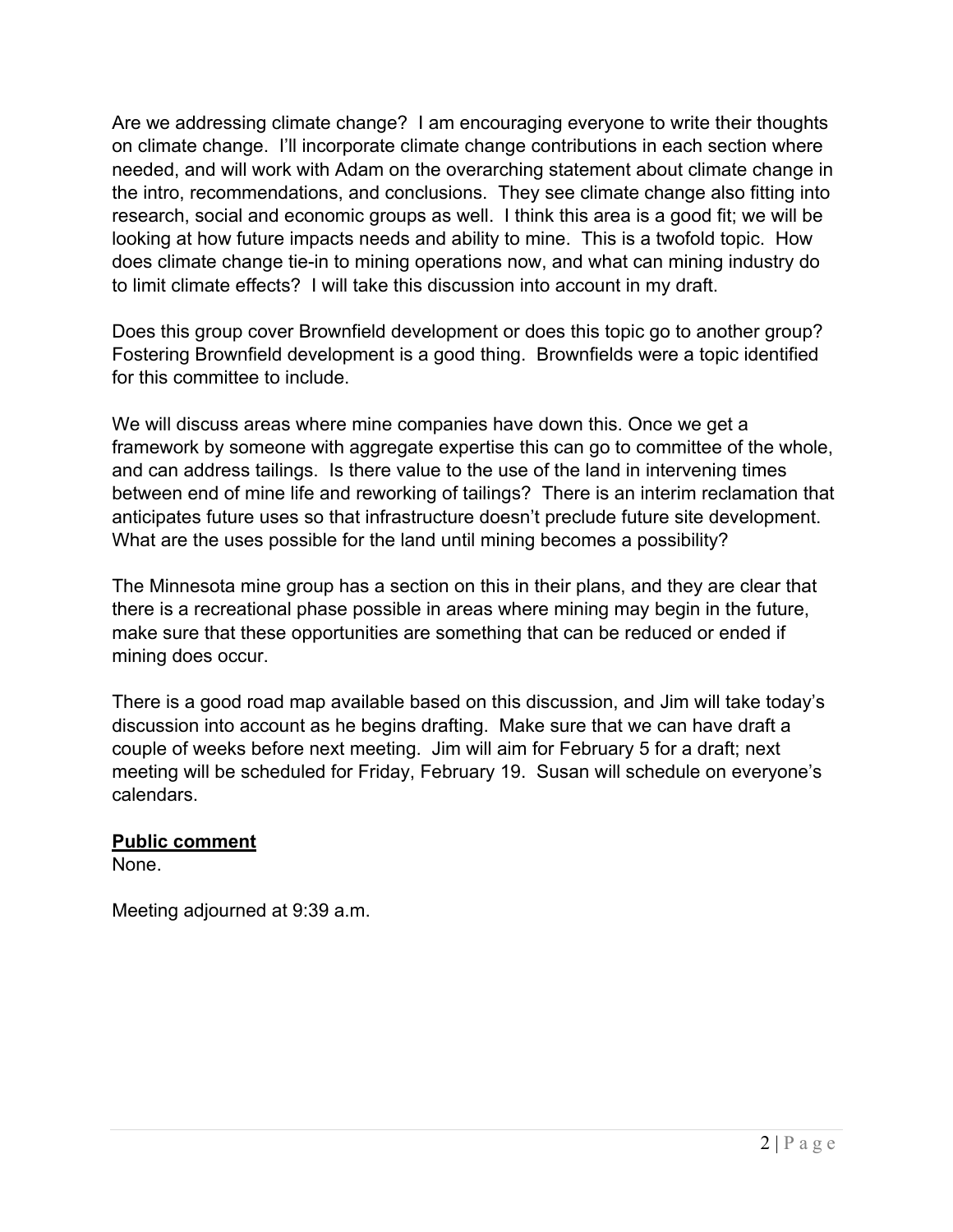Are we addressing climate change? I am encouraging everyone to write their thoughts on climate change. I'll incorporate climate change contributions in each section where needed, and will work with Adam on the overarching statement about climate change in the intro, recommendations, and conclusions. They see climate change also fitting into research, social and economic groups as well. I think this area is a good fit; we will be looking at how future impacts needs and ability to mine. This is a twofold topic. How does climate change tie-in to mining operations now, and what can mining industry do to limit climate effects? I will take this discussion into account in my draft.

Does this group cover Brownfield development or does this topic go to another group? Fostering Brownfield development is a good thing. Brownfields were a topic identified for this committee to include.

We will discuss areas where mine companies have down this. Once we get a framework by someone with aggregate expertise this can go to committee of the whole, and can address tailings. Is there value to the use of the land in intervening times between end of mine life and reworking of tailings? There is an interim reclamation that anticipates future uses so that infrastructure doesn't preclude future site development. What are the uses possible for the land until mining becomes a possibility?

The Minnesota mine group has a section on this in their plans, and they are clear that there is a recreational phase possible in areas where mining may begin in the future, make sure that these opportunities are something that can be reduced or ended if mining does occur.

There is a good road map available based on this discussion, and Jim will take today's discussion into account as he begins drafting. Make sure that we can have draft a couple of weeks before next meeting. Jim will aim for February 5 for a draft; next meeting will be scheduled for Friday, February 19. Susan will schedule on everyone's calendars.

**Public comment**

None.

Meeting adjourned at 9:39 a.m.